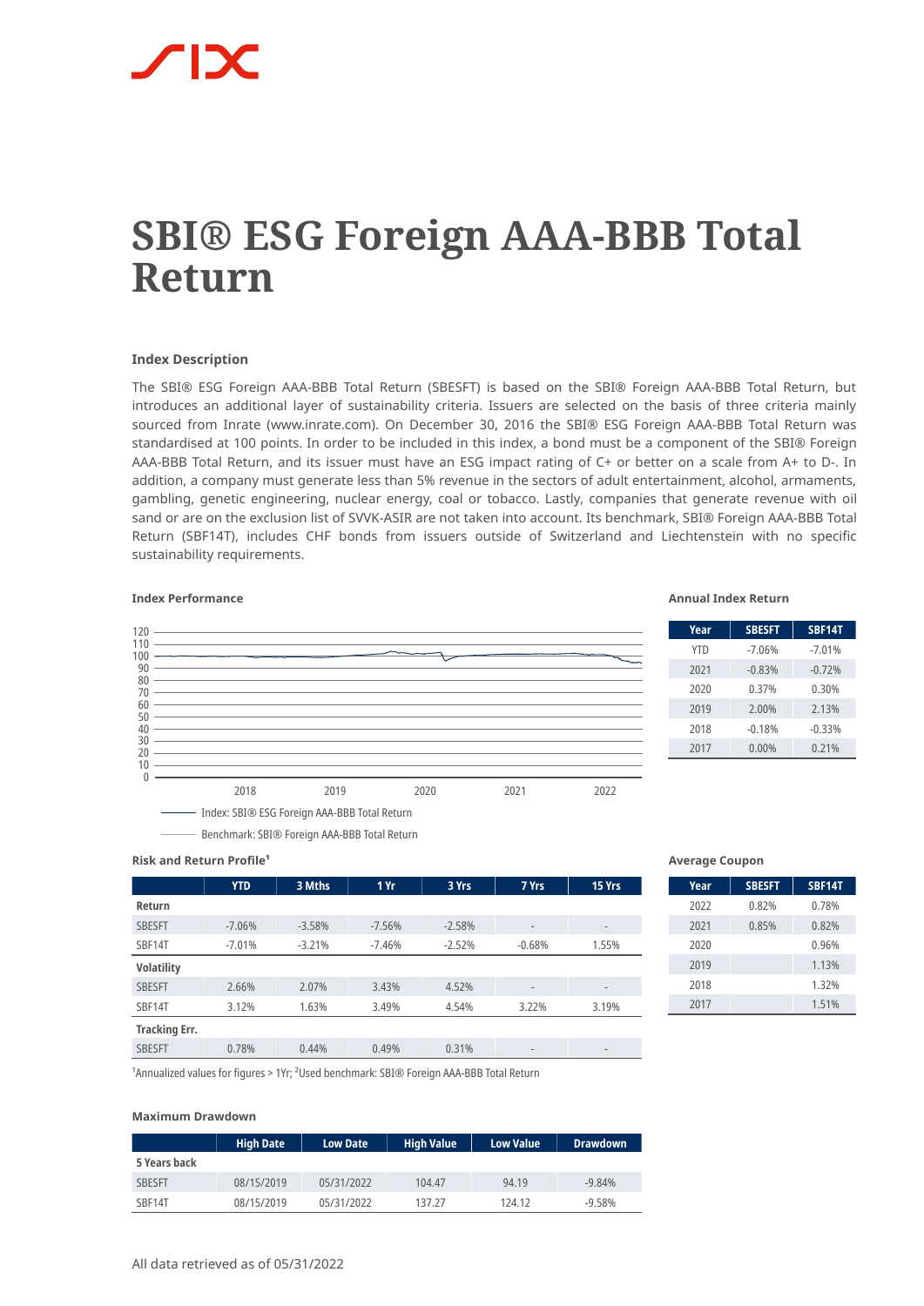# SBI® ESG Foreign AAA-BBB Total Return

## Index Description

The SBI® ESG Foreign AAA-BBB Total Return (SBESFT) is based on the SBI® Foreign AAA-BBB Total Return, but introduces an additional layer of sustainability criteria. Issuers are selected on the basis of three criteria mainly sourced from Inrate (www.inrate.com). On December 30, 2016 the SBI® ESG Foreign AAA-BBB Total Return was standardised at 100 points. In order to be included in this index, a bond must be a component of the SBI® Foreign AAA-BBB Total Return, and its issuer must have an ESG impact rating of C+ or better on a scale from A+ to D-. In addition, a company must generate less than 5% revenue in the sectors of adult entertainment, alcohol, armaments, gambling, genetic engineering, nuclear energy, coal or tobacco. Lastly, companies that generate revenue with oil sand or are on the exclusion list of SVVK-ASIR are not taken into account. Its benchmark, SBI® Foreign AAA-BBB Total Return (SBF14T), includes CHF bonds from issuers outside of Switzerland and Liechtenstein with no specific sustainability requirements.

### Index Performance

Index: SBI® ESG Foreign AAA-BBB Total Return

Benchmark: SBI® Foreign AAA-BBB Total Return

### Annual Index Return

| Year | SBESFT | SBF14T |
|---|---|---|
| YTD | -7.06% | -7.01% |
| 2021 | -0.83% | -0.72% |
| 2020 | 0.37% | 0.30% |
| 2019 | 2.00% | 2.13% |
| 2018 | -0.18% | -0.33% |
| 2017 | 0.00% | 0.21% |

### Risk and Return Profile[1]

| | YTD | 3 Mths | 1 Yr | 3 Yrs | 7 Yrs | 15 Yrs |
|---|---|---|---|---|---|---|
| **Return** | | | | | | |
| SBESFT | -7.06% | -3.58% | -7.56% | -2.58% | - | - |
| SBF14T | -7.01% | -3.21% | -7.46% | -2.52% | -0.68% | 1.55% |
| **Volatility** | | | | | | |
| SBESFT | 2.66% | 2.07% | 3.43% | 4.52% | - | - |
| SBF14T | 3.12% | 1.63% | 3.49% | 4.54% | 3.22% | 3.19% |
| **Tracking Err.** | | | | | | |
| SBESFT | 0.78% | 0.44% | 0.49% | 0.31% | - | - |

[1]Annualized values for figures > 1Yr; [2]Used benchmark: SBI® Foreign AAA-BBB Total Return

### Average Coupon

| Year | SBESFT | SBF14T |
|---|---|---|
| 2022 | 0.82% | 0.78% |
| 2021 | 0.85% | 0.82% |
| 2020 | | 0.96% |
| 2019 | | 1.13% |
| 2018 | | 1.32% |
| 2017 | | 1.51% |

### Maximum Drawdown

| | High Date | Low Date | High Value | Low Value | Drawdown |
|---|---|---|---|---|---|
| **5 Years back** | | | | | |
| SBESFT | 08/15/2019 | 05/31/2022 | 104.47 | 94.19 | -9.84% |
| SBF14T | 08/15/2019 | 05/31/2022 | 137.27 | 124.12 | -9.58% |

All data retrieved as of 05/31/2022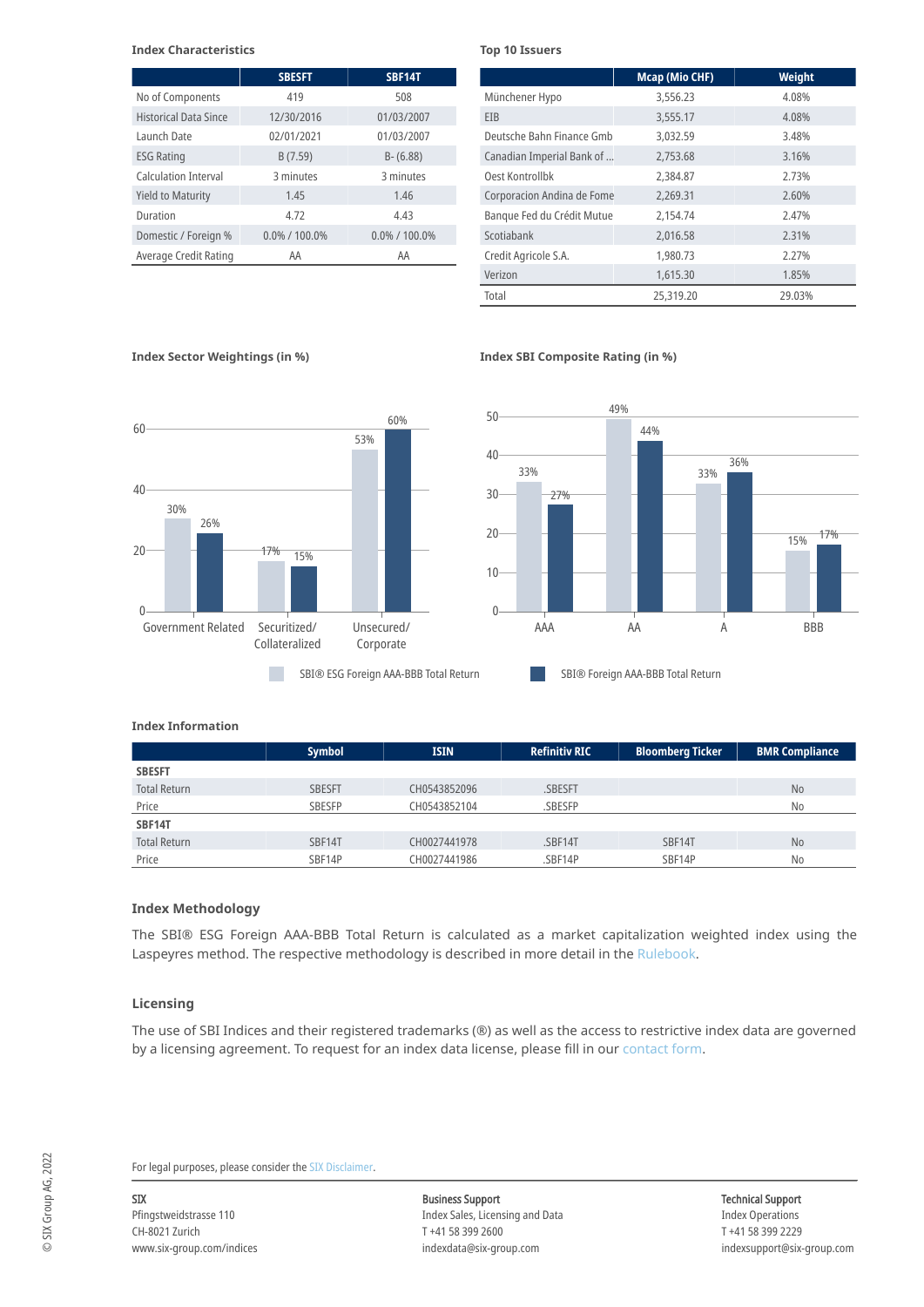**Index Characteristics**

| | SBESFT | SBF14T |
|---|---|---|
| No of Components | 419 | 508 |
| Historical Data Since | 12/30/2016 | 01/03/2007 |
| Launch Date | 02/01/2021 | 01/03/2007 |
| ESG Rating | B (7.59) | B- (6.88) |
| Calculation Interval | 3 minutes | 3 minutes |
| Yield to Maturity | 1.45 | 1.46 |
| Duration | 4.72 | 4.43 |
| Domestic / Foreign % | 0.0% / 100.0% | 0.0% / 100.0% |
| Average Credit Rating | AA | AA |

**Top 10 Issuers**

| | Mcap (Mio CHF) | Weight |
|---|---|---|
| Münchener Hypo | 3,556.23 | 4.08% |
| EIB | 3,555.17 | 4.08% |
| Deutsche Bahn Finance Gmb | 3,032.59 | 3.48% |
| Canadian Imperial Bank of ... | 2,753.68 | 3.16% |
| Oest Kontrollbk | 2,384.87 | 2.73% |
| Corporacion Andina de Fome | 2,269.31 | 2.60% |
| Banque Fed du Crédit Mutue | 2,154.74 | 2.47% |
| Scotiabank | 2,016.58 | 2.31% |
| Credit Agricole S.A. | 1,980.73 | 2.27% |
| Verizon | 1,615.30 | 1.85% |
| Total | 25,319.20 | 29.03% |

**Index Sector Weightings (in %)**

60
40
20
0

30% 26% — Government Related
17% 15% — Securitized/ Collateralized
53% 60% — Unsecured/ Corporate

**Index SBI Composite Rating (in %)**

50
40
30
20
10
0

33% 27% — AAA
49% 44% — AA
33% 36% — A
15% 17% — BBB

SBI® ESG Foreign AAA-BBB Total Return
SBI® Foreign AAA-BBB Total Return

**Index Information**

| | Symbol | ISIN | Refinitiv RIC | Bloomberg Ticker | BMR Compliance |
|---|---|---|---|---|---|
| **SBESFT** | | | | | |
| Total Return | SBESFT | CH0543852096 | .SBESFT | | No |
| Price | SBESFP | CH0543852104 | .SBESFP | | No |
| **SBF14T** | | | | | |
| Total Return | SBF14T | CH0027441978 | .SBF14T | SBF14T | No |
| Price | SBF14P | CH0027441986 | .SBF14P | SBF14P | No |

### Index Methodology

The SBI® ESG Foreign AAA-BBB Total Return is calculated as a market capitalization weighted index using the Laspeyres method. The respective methodology is described in more detail in the Rulebook.

### Licensing

The use of SBI Indices and their registered trademarks (®) as well as the access to restrictive index data are governed by a licensing agreement. To request for an index data license, please fill in our contact form.

For legal purposes, please consider the SIX Disclaimer.

**SIX**
Pfingstweidstrasse 110
CH-8021 Zurich
www.six-group.com/indices

**Business Support**
Index Sales, Licensing and Data
T +41 58 399 2600
indexdata@six-group.com

**Technical Support**
Index Operations
T +41 58 399 2229
indexsupport@six-group.com

© SIX Group AG, 2022